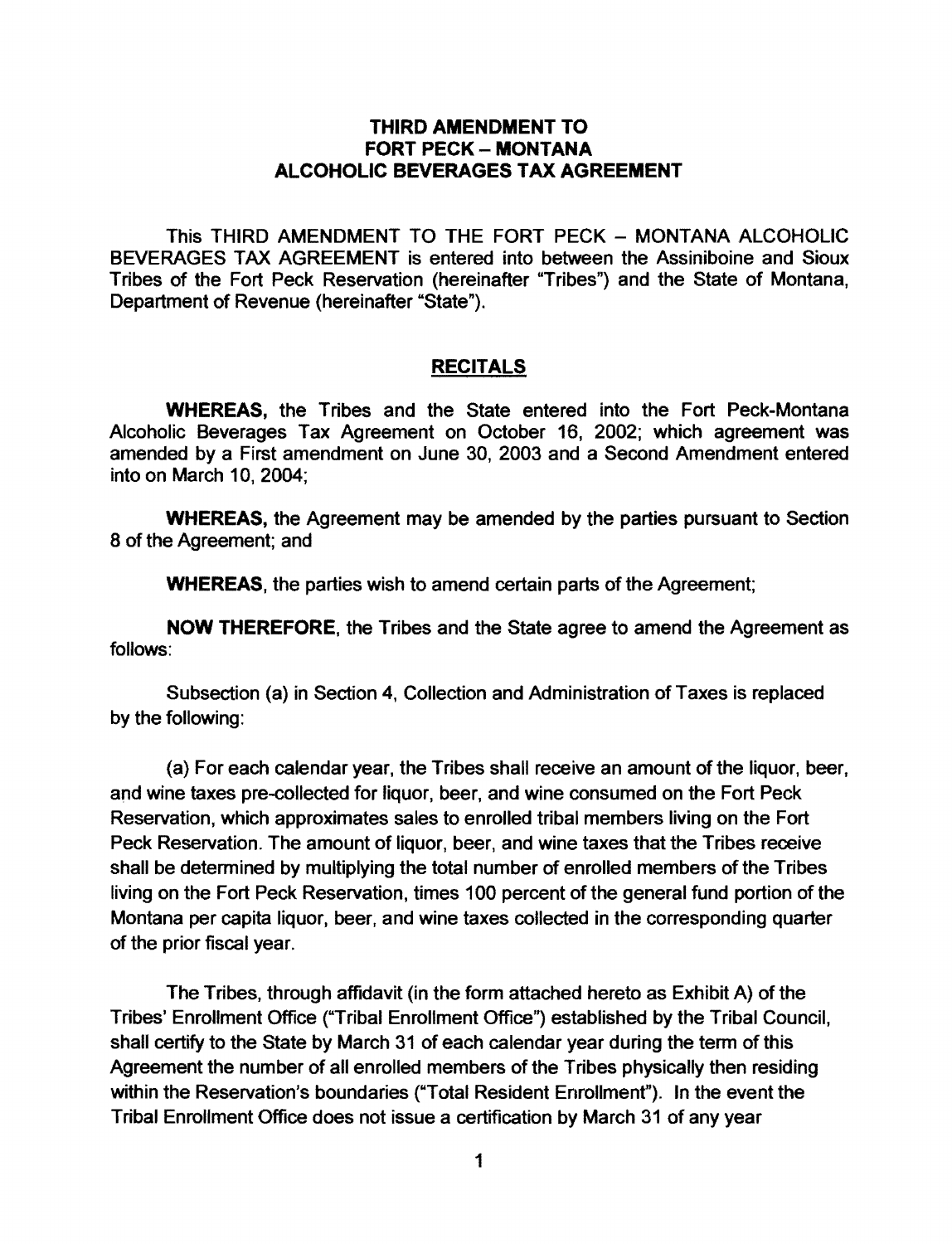# THIRD AMENDMENT TO FORT PECK – MONTANA ALCOHOLIC BEVERAGES TAX AGREEMENT

This THIRD AMENDMENT TO THE FORT PECK – MONTANA ALCOHOLIC BEVERAGES TAX AGREEMENT is entered into between the Assiniboine and Sioux Tribes of the Fort Peck Reservation (hereinafter "Tribes") and the State of Montana, Department of Revenue (hereinafter "State").

## RECITALS

**WHEREAS,** the Tribes and the State entered into the Fort Peck-Montana Alcoholic Beverages Tax Agreement on October 16, 2002; which agreement was amended by a First amendment on June 30, 2003 and a Second Amendment entered into on March 10, 2004;

**WHEREAS,** the Agreement may be amended by the parties pursuant to Section 8 of the Agreement; and

**WHEREAS**, the parties wish to amend certain parts of the Agreement;

**NOW THEREFORE**, the Tribes and the State agree to amend the Agreement as follows:

Subsection (a) in Section 4, Collection and Administration of Taxes is replaced by the following:

(a) For each calendar year, the Tribes shall receive an amount of the liquor, beer, and wine taxes pre-collected for liquor, beer, and wine consumed on the Fort Peck Reservation, which approximates sales to enrolled tribal members living on the Fort Peck Reservation. The amount of liquor, beer, and wine taxes that the Tribes receive shall be determined by multiplying the total number of enrolled members of the Tribes living on the Fort Peck Reservation, times 100 percent of the general fund portion of the Montana per capita liquor, beer, and wine taxes collected in the corresponding quarter of the prior fiscal year.

The Tribes, through affidavit (in the form attached hereto as Exhibit A) of the Tribes' Enrollment Office ("Tribal Enrollment Office") established by the Tribal Council, shall certify to the State by March 31 of each calendar year during the term of this Agreement the number of all enrolled members of the Tribes physically then residing within the Reservation's boundaries ("Total Resident Enrollment"). In the event the Tribal Enrollment Office does not issue a certification by March 31 of any year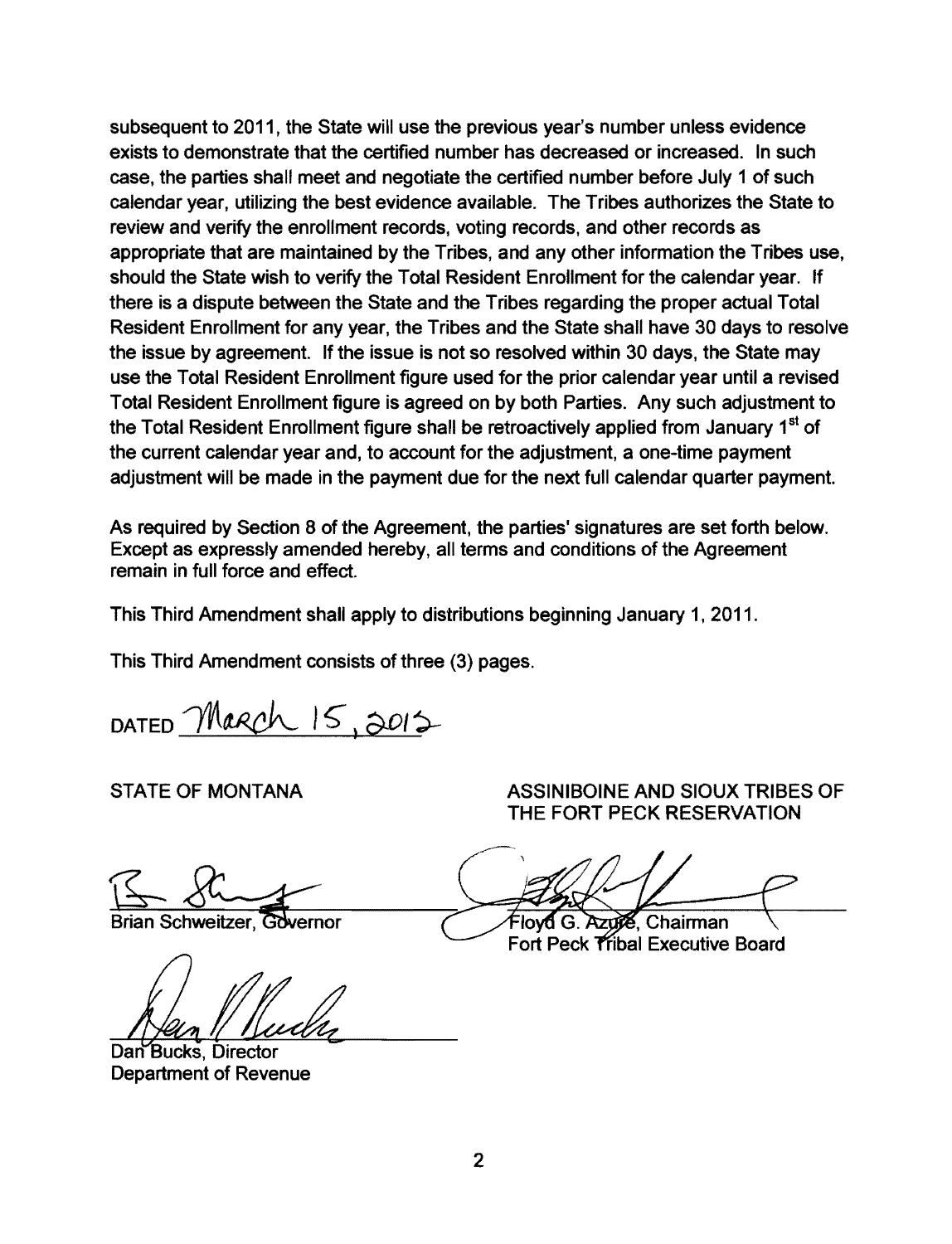subsequent to 2011, the State will use the previous year's number unless evidence exists to demonstrate that the certified number has decreased or increased. In such case, the parties shall meet and negotiate the certified number before July 1 of such calendar year, utilizing the best evidence available. The Tribes authorizes the State to review and verify the enrollment records, voting records, and other records as appropriate that are maintained by the Tribes, and any other information the Tribes use, should the State wish to verify the Total Resident Enrollment for the calendar year. If there is a dispute between the State and the Tribes regarding the proper actual Total Resident Enrollment for any year, the Tribes and the State shall have 30 days to resolve the issue by agreement. If the issue is not so resolved within 30 days, the State may use the Total Resident Enrollment figure used for the prior calendar year until a revised Total Resident Enrollment figure is agreed on by both Parties. Any such adjustment to the Total Resident Enrollment figure shall be retroactively applied from January 1st of the current calendar year and, to account for the adjustment, a one-time payment adjustment will be made in the payment due for the next full calendar quarter payment.

As required by Section 8 of the Agreement, the parties' signatures are set forth below. Except as expressly amended hereby, all terms and conditions of the Agreement remain in full force and effect.

This Third Amendment shall apply to distributions beginning January 1, 2011.

This Third Amendment consists of three (3) pages.

DATED March 15, 2012

STATE OF MONTANA

Brian Schweitzer, Governor

Dan Bucks, Director
Department of Revenue

ASSINIBOINE AND SIOUX TRIBES OF THE FORT PECK RESERVATION

Floyd G. Azure, Chairman
Fort Peck Tribal Executive Board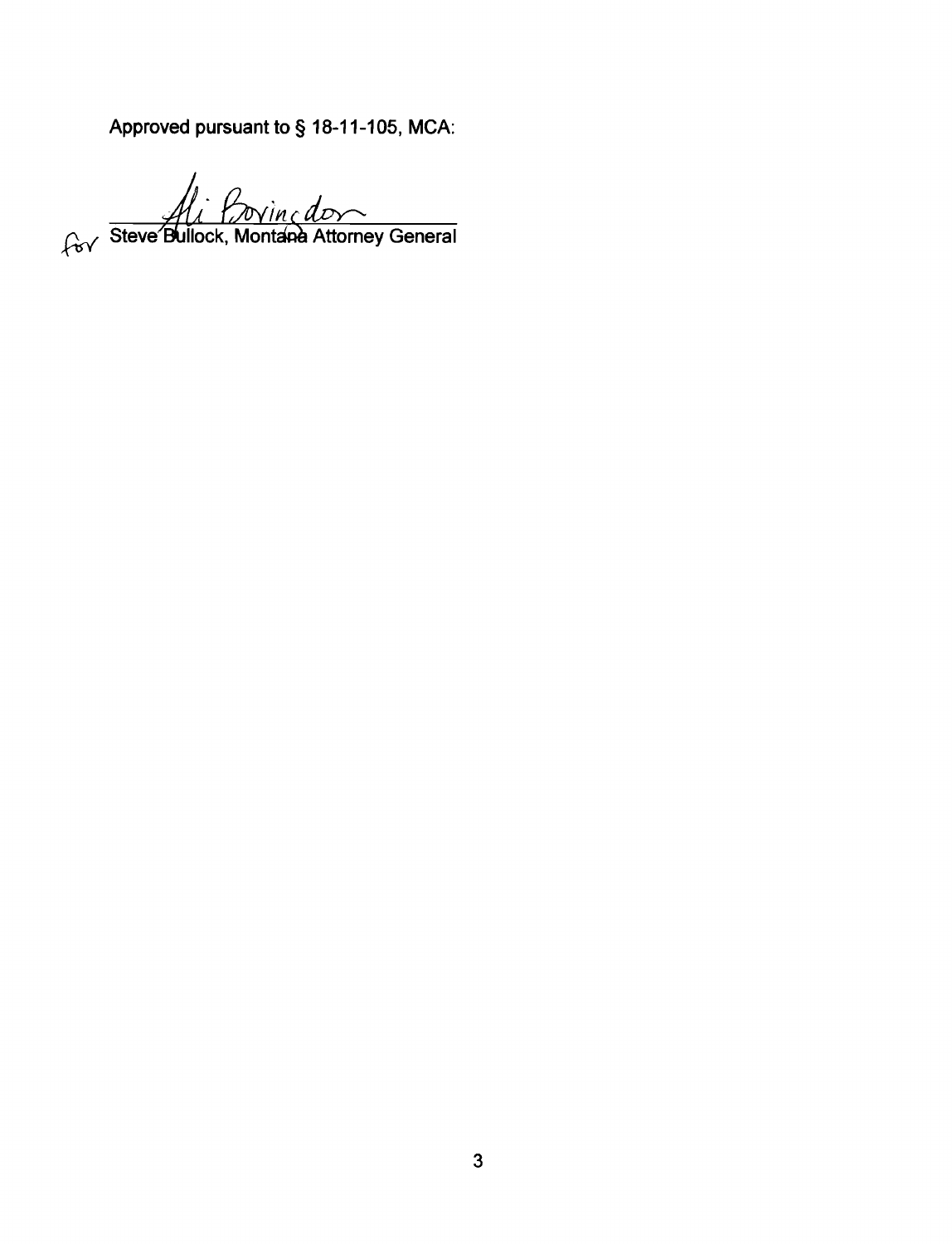Approved pursuant to § 18-11-105, MCA:

Ali Bovingdon

for Steve Bullock, Montana Attorney General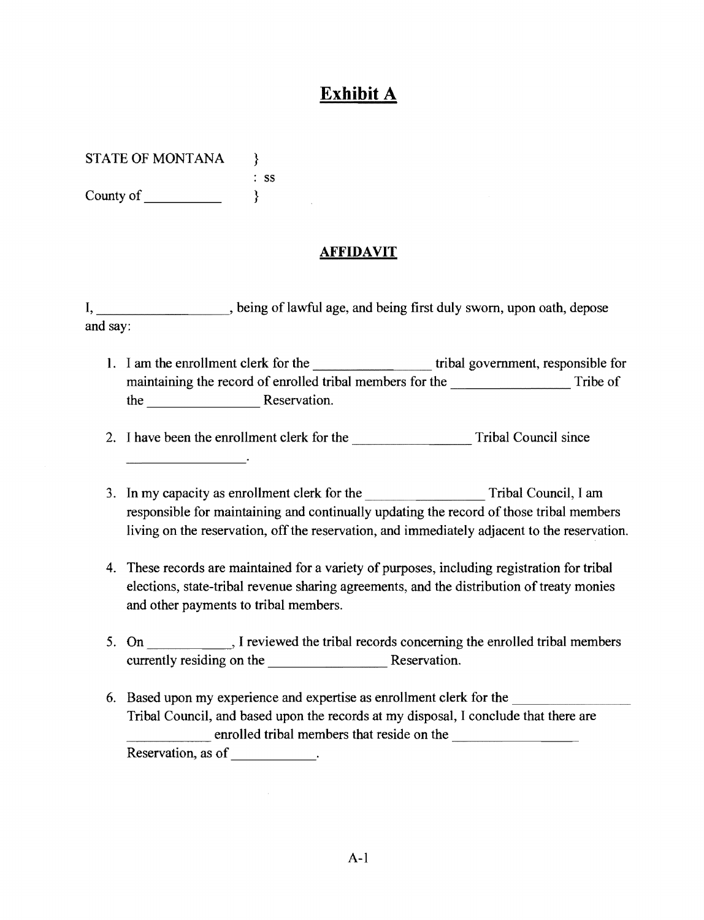# Exhibit A

STATE OF MONTANA }
: ss
County of __________ }

## AFFIDAVIT

I, __________________, being of lawful age, and being first duly sworn, upon oath, depose and say:

1. I am the enrollment clerk for the ________________ tribal government, responsible for maintaining the record of enrolled tribal members for the ________________ Tribe of the ________________ Reservation.

2. I have been the enrollment clerk for the ________________ Tribal Council since ________________.

3. In my capacity as enrollment clerk for the ________________ Tribal Council, I am responsible for maintaining and continually updating the record of those tribal members living on the reservation, off the reservation, and immediately adjacent to the reservation.

4. These records are maintained for a variety of purposes, including registration for tribal elections, state-tribal revenue sharing agreements, and the distribution of treaty monies and other payments to tribal members.

5. On ____________, I reviewed the tribal records concerning the enrolled tribal members currently residing on the ________________ Reservation.

6. Based upon my experience and expertise as enrollment clerk for the ________________ Tribal Council, and based upon the records at my disposal, I conclude that there are ____________ enrolled tribal members that reside on the ________________ Reservation, as of ____________.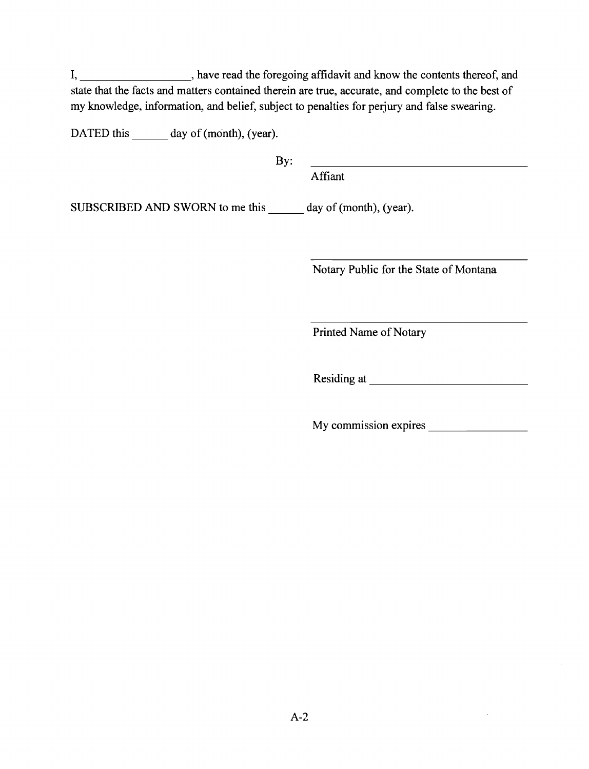I, ___________________, have read the foregoing affidavit and know the contents thereof, and state that the facts and matters contained therein are true, accurate, and complete to the best of my knowledge, information, and belief, subject to penalties for perjury and false swearing.

DATED this ______ day of (month), (year).

By: ______________________________________
Affiant

SUBSCRIBED AND SWORN to me this ______ day of (month), (year).

______________________________________
Notary Public for the State of Montana

______________________________________
Printed Name of Notary

Residing at ___________________________

My commission expires __________________